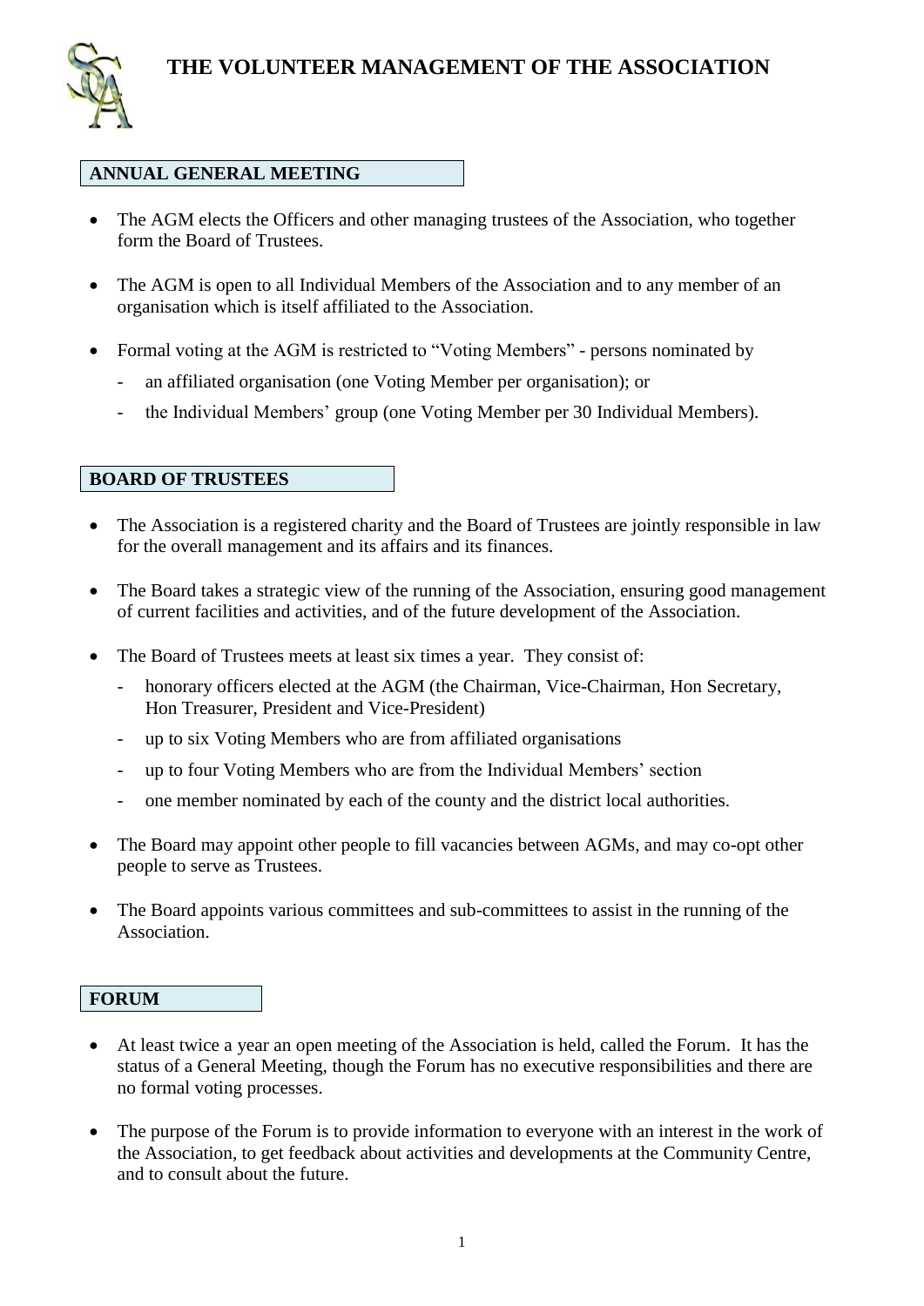# THE VOLUNTEER MANAGEMENT OF THE ASSOCIATION

## ANNUAL GENERAL MEETING

- The AGM elects the Officers and other managing trustees of the Association, who together form the Board of Trustees.
- The AGM is open to all Individual Members of the Association and to any member of an organisation which is itself affiliated to the Association.
- Formal voting at the AGM is restricted to "Voting Members" - persons nominated by
  - an affiliated organisation (one Voting Member per organisation); or
  - the Individual Members' group (one Voting Member per 30 Individual Members).

## BOARD OF TRUSTEES

- The Association is a registered charity and the Board of Trustees are jointly responsible in law for the overall management and its affairs and its finances.
- The Board takes a strategic view of the running of the Association, ensuring good management of current facilities and activities, and of the future development of the Association.
- The Board of Trustees meets at least six times a year. They consist of:
  - honorary officers elected at the AGM (the Chairman, Vice-Chairman, Hon Secretary, Hon Treasurer, President and Vice-President)
  - up to six Voting Members who are from affiliated organisations
  - up to four Voting Members who are from the Individual Members' section
  - one member nominated by each of the county and the district local authorities.
- The Board may appoint other people to fill vacancies between AGMs, and may co-opt other people to serve as Trustees.
- The Board appoints various committees and sub-committees to assist in the running of the Association.

## FORUM

- At least twice a year an open meeting of the Association is held, called the Forum. It has the status of a General Meeting, though the Forum has no executive responsibilities and there are no formal voting processes.
- The purpose of the Forum is to provide information to everyone with an interest in the work of the Association, to get feedback about activities and developments at the Community Centre, and to consult about the future.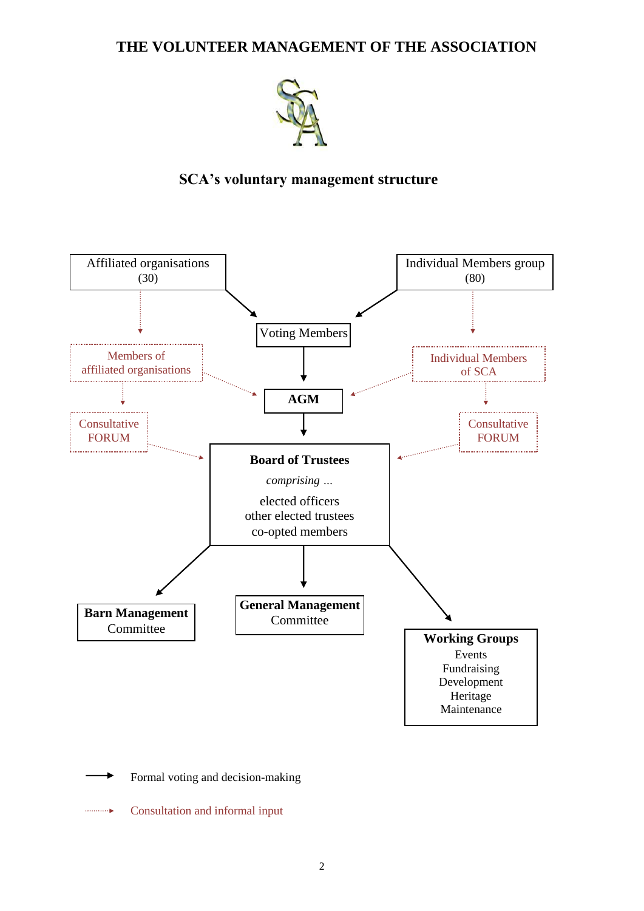# THE VOLUNTEER MANAGEMENT OF THE ASSOCIATION

## SCA's voluntary management structure

Affiliated organisations (30)

Individual Members group (80)

Voting Members

Members of affiliated organisations

Individual Members of SCA

AGM

Consultative FORUM

Consultative FORUM

**Board of Trustees**

*comprising …*

elected officers
other elected trustees
co-opted members

**Barn Management** Committee

**General Management** Committee

**Working Groups**
Events
Fundraising
Development
Heritage
Maintenance

Formal voting and decision-making

Consultation and informal input